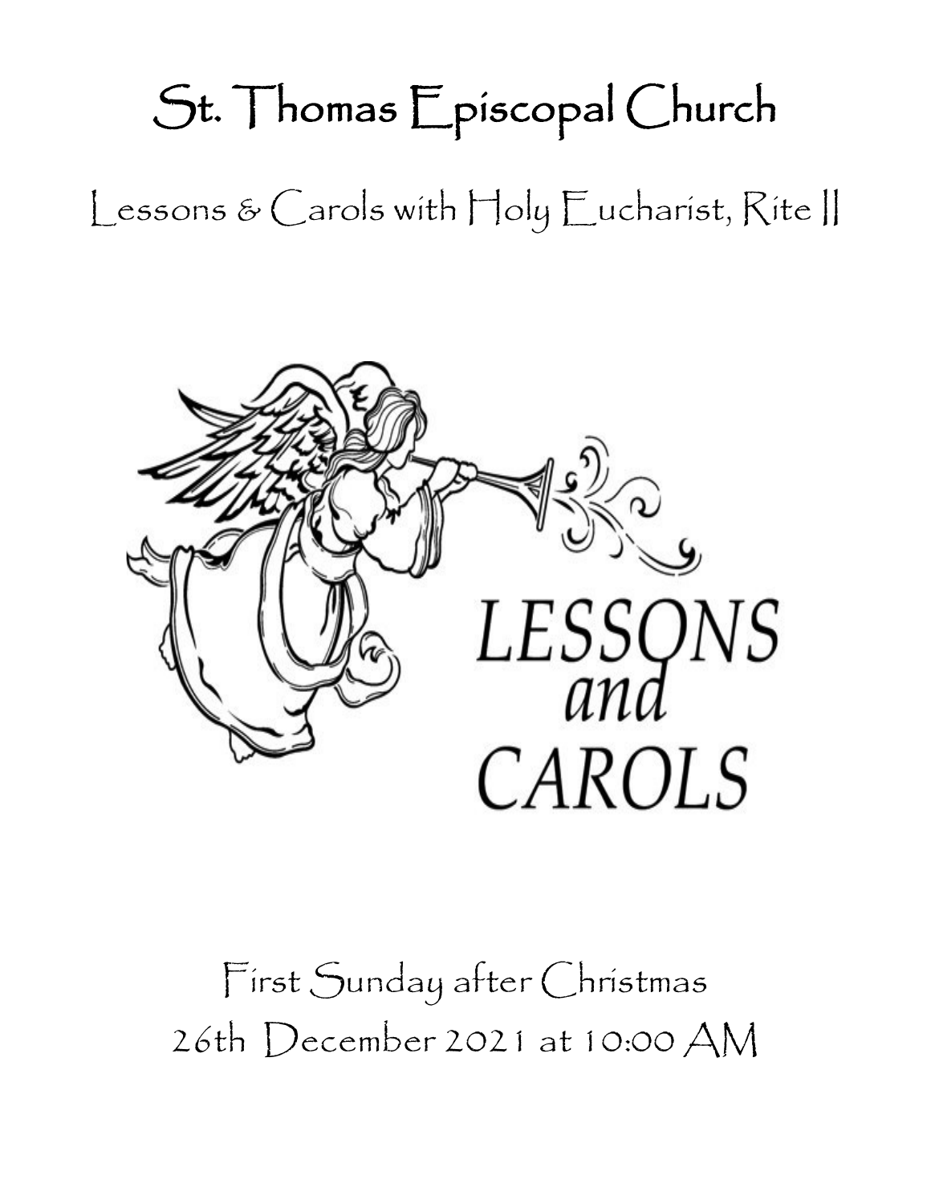# St. Thomas Episcopal Church

## Lessons & Carols with Holy Eucharist, Rite II

LESSONS
*and*
CAROLS

First Sunday after Christmas
26th December 2021 at 10:00 AM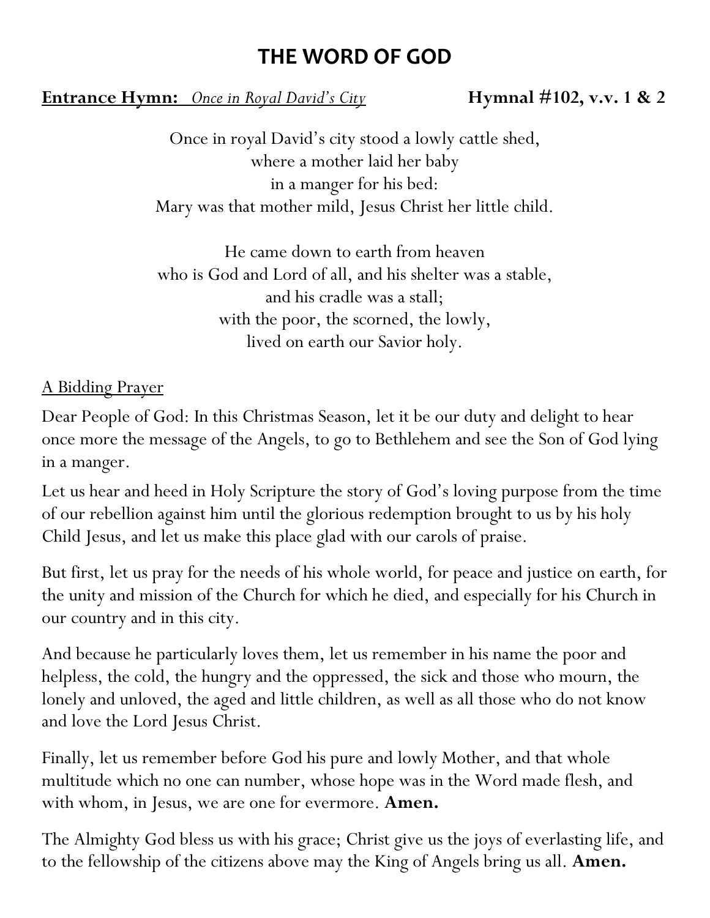# THE WORD OF GOD

**Entrance Hymn:** *Once in Royal David's City* **Hymnal #102, v.v. 1 & 2**

Once in royal David's city stood a lowly cattle shed,
where a mother laid her baby
in a manger for his bed:
Mary was that mother mild, Jesus Christ her little child.

He came down to earth from heaven
who is God and Lord of all, and his shelter was a stable,
and his cradle was a stall;
with the poor, the scorned, the lowly,
lived on earth our Savior holy.

A Bidding Prayer

Dear People of God: In this Christmas Season, let it be our duty and delight to hear once more the message of the Angels, to go to Bethlehem and see the Son of God lying in a manger.

Let us hear and heed in Holy Scripture the story of God's loving purpose from the time of our rebellion against him until the glorious redemption brought to us by his holy Child Jesus, and let us make this place glad with our carols of praise.

But first, let us pray for the needs of his whole world, for peace and justice on earth, for the unity and mission of the Church for which he died, and especially for his Church in our country and in this city.

And because he particularly loves them, let us remember in his name the poor and helpless, the cold, the hungry and the oppressed, the sick and those who mourn, the lonely and unloved, the aged and little children, as well as all those who do not know and love the Lord Jesus Christ.

Finally, let us remember before God his pure and lowly Mother, and that whole multitude which no one can number, whose hope was in the Word made flesh, and with whom, in Jesus, we are one for evermore. **Amen.**

The Almighty God bless us with his grace; Christ give us the joys of everlasting life, and to the fellowship of the citizens above may the King of Angels bring us all. **Amen.**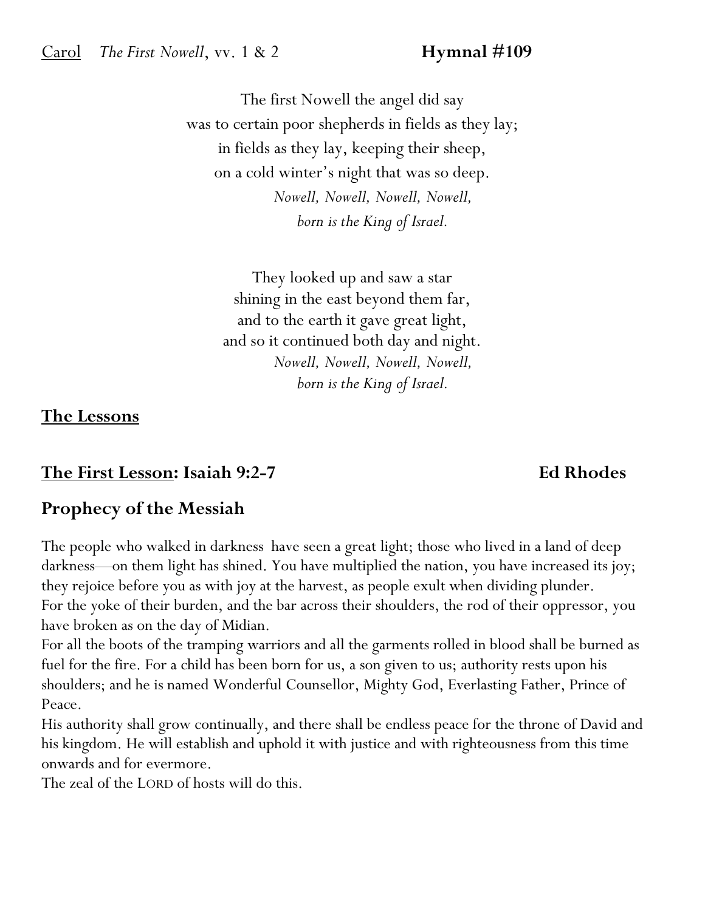Carol *The First Nowell*, vv. 1 & 2 **Hymnal #109**

The first Nowell the angel did say  
was to certain poor shepherds in fields as they lay;  
in fields as they lay, keeping their sheep,  
on a cold winter's night that was so deep.  
*Nowell, Nowell, Nowell, Nowell,*  
*born is the King of Israel.*

They looked up and saw a star  
shining in the east beyond them far,  
and to the earth it gave great light,  
and so it continued both day and night.  
*Nowell, Nowell, Nowell, Nowell,*  
*born is the King of Israel.*

## The Lessons

## The First Lesson: Isaiah 9:2-7 Ed Rhodes

## Prophecy of the Messiah

The people who walked in darkness have seen a great light; those who lived in a land of deep darkness—on them light has shined. You have multiplied the nation, you have increased its joy; they rejoice before you as with joy at the harvest, as people exult when dividing plunder.  
For the yoke of their burden, and the bar across their shoulders, the rod of their oppressor, you have broken as on the day of Midian.  
For all the boots of the tramping warriors and all the garments rolled in blood shall be burned as fuel for the fire. For a child has been born for us, a son given to us; authority rests upon his shoulders; and he is named Wonderful Counsellor, Mighty God, Everlasting Father, Prince of Peace.  
His authority shall grow continually, and there shall be endless peace for the throne of David and his kingdom. He will establish and uphold it with justice and with righteousness from this time onwards and for evermore.  
The zeal of the LORD of hosts will do this.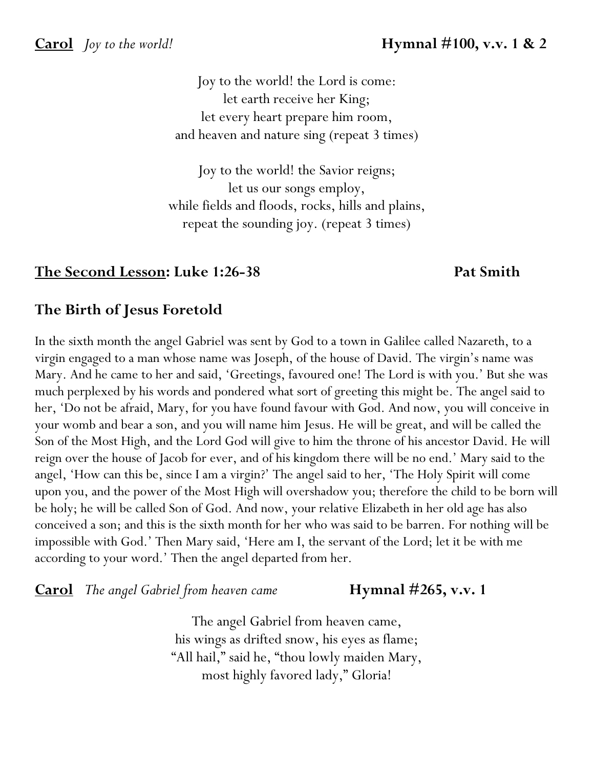**<u>Carol</u>** *Joy to the world!* **Hymnal #100, v.v. 1 & 2**

Joy to the world! the Lord is come:
let earth receive her King;
let every heart prepare him room,
and heaven and nature sing (repeat 3 times)

Joy to the world! the Savior reigns;
let us our songs employ,
while fields and floods, rocks, hills and plains,
repeat the sounding joy. (repeat 3 times)

## <u>The Second Lesson</u>: Luke 1:26-38 Pat Smith

### The Birth of Jesus Foretold

In the sixth month the angel Gabriel was sent by God to a town in Galilee called Nazareth, to a virgin engaged to a man whose name was Joseph, of the house of David. The virgin's name was Mary. And he came to her and said, 'Greetings, favoured one! The Lord is with you.' But she was much perplexed by his words and pondered what sort of greeting this might be. The angel said to her, 'Do not be afraid, Mary, for you have found favour with God. And now, you will conceive in your womb and bear a son, and you will name him Jesus. He will be great, and will be called the Son of the Most High, and the Lord God will give to him the throne of his ancestor David. He will reign over the house of Jacob for ever, and of his kingdom there will be no end.' Mary said to the angel, 'How can this be, since I am a virgin?' The angel said to her, 'The Holy Spirit will come upon you, and the power of the Most High will overshadow you; therefore the child to be born will be holy; he will be called Son of God. And now, your relative Elizabeth in her old age has also conceived a son; and this is the sixth month for her who was said to be barren. For nothing will be impossible with God.' Then Mary said, 'Here am I, the servant of the Lord; let it be with me according to your word.' Then the angel departed from her.

**<u>Carol</u>** *The angel Gabriel from heaven came* **Hymnal #265, v.v. 1**

The angel Gabriel from heaven came,
his wings as drifted snow, his eyes as flame;
"All hail," said he, "thou lowly maiden Mary,
most highly favored lady," Gloria!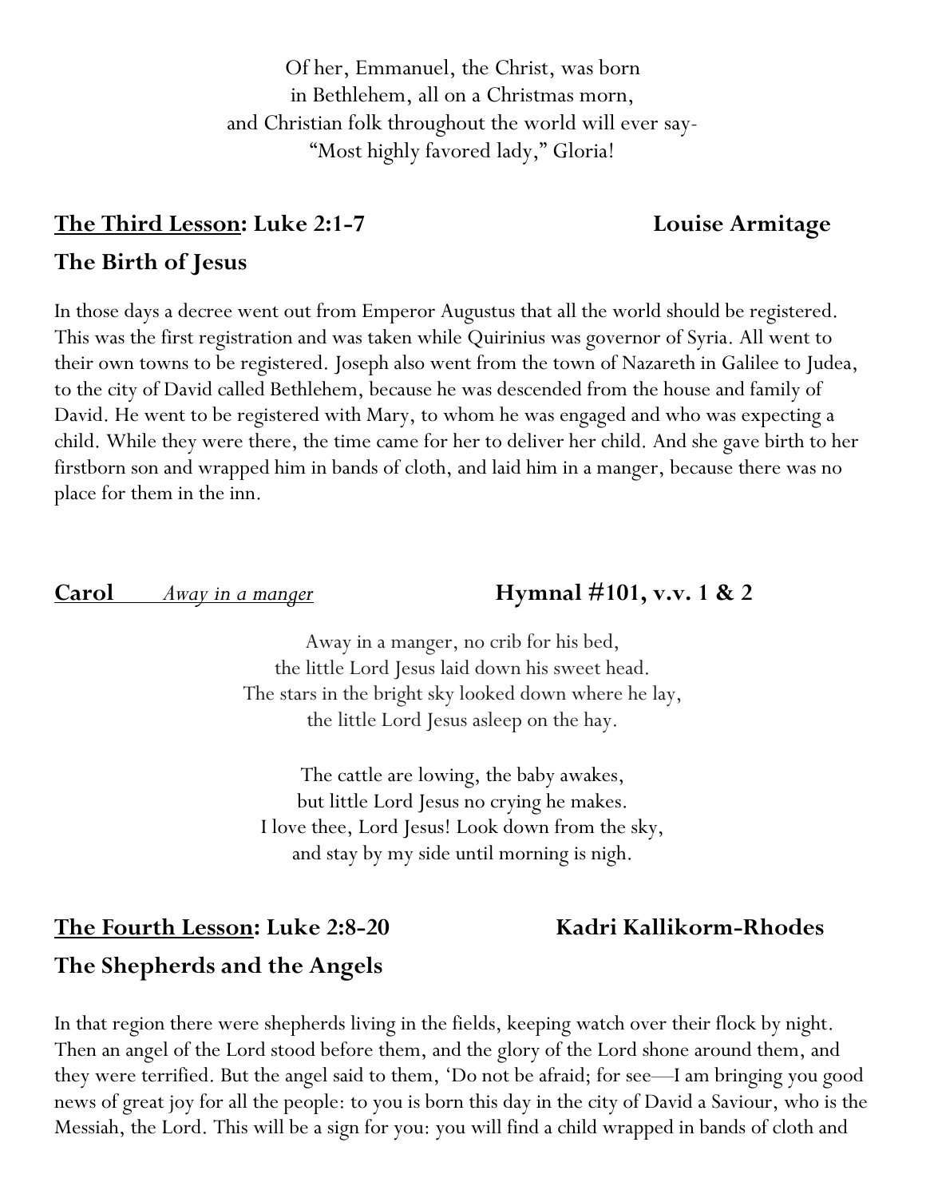Of her, Emmanuel, the Christ, was born  
in Bethlehem, all on a Christmas morn,  
and Christian folk throughout the world will ever say-  
"Most highly favored lady," Gloria!

## <u>The Third Lesson</u>: Luke 2:1-7 — Louise Armitage

## The Birth of Jesus

In those days a decree went out from Emperor Augustus that all the world should be registered. This was the first registration and was taken while Quirinius was governor of Syria. All went to their own towns to be registered. Joseph also went from the town of Nazareth in Galilee to Judea, to the city of David called Bethlehem, because he was descended from the house and family of David. He went to be registered with Mary, to whom he was engaged and who was expecting a child. While they were there, the time came for her to deliver her child. And she gave birth to her firstborn son and wrapped him in bands of cloth, and laid him in a manger, because there was no place for them in the inn.

## <u>Carol</u> *<u>Away in a manger</u>* — Hymnal #101, v.v. 1 & 2

Away in a manger, no crib for his bed,  
the little Lord Jesus laid down his sweet head.  
The stars in the bright sky looked down where he lay,  
the little Lord Jesus asleep on the hay.

The cattle are lowing, the baby awakes,  
but little Lord Jesus no crying he makes.  
I love thee, Lord Jesus! Look down from the sky,  
and stay by my side until morning is nigh.

## <u>The Fourth Lesson</u>: Luke 2:8-20 — Kadri Kallikorm-Rhodes

## The Shepherds and the Angels

In that region there were shepherds living in the fields, keeping watch over their flock by night. Then an angel of the Lord stood before them, and the glory of the Lord shone around them, and they were terrified. But the angel said to them, 'Do not be afraid; for see—I am bringing you good news of great joy for all the people: to you is born this day in the city of David a Saviour, who is the Messiah, the Lord. This will be a sign for you: you will find a child wrapped in bands of cloth and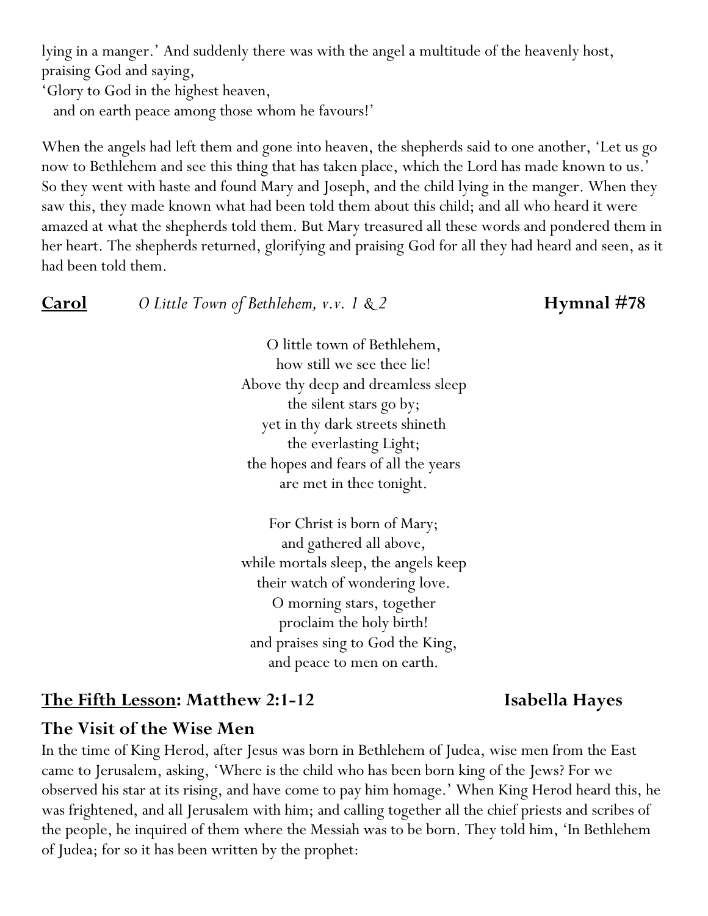lying in a manger.' And suddenly there was with the angel a multitude of the heavenly host, praising God and saying,
'Glory to God in the highest heaven,
and on earth peace among those whom he favours!'

When the angels had left them and gone into heaven, the shepherds said to one another, 'Let us go now to Bethlehem and see this thing that has taken place, which the Lord has made known to us.' So they went with haste and found Mary and Joseph, and the child lying in the manger. When they saw this, they made known what had been told them about this child; and all who heard it were amazed at what the shepherds told them. But Mary treasured all these words and pondered them in her heart. The shepherds returned, glorifying and praising God for all they had heard and seen, as it had been told them.

**Carol** *O Little Town of Bethlehem, v.v. 1 & 2* **Hymnal #78**

O little town of Bethlehem,
how still we see thee lie!
Above thy deep and dreamless sleep
the silent stars go by;
yet in thy dark streets shineth
the everlasting Light;
the hopes and fears of all the years
are met in thee tonight.

For Christ is born of Mary;
and gathered all above,
while mortals sleep, the angels keep
their watch of wondering love.
O morning stars, together
proclaim the holy birth!
and praises sing to God the King,
and peace to men on earth.

## The Fifth Lesson: Matthew 2:1-12 Isabella Hayes

### The Visit of the Wise Men

In the time of King Herod, after Jesus was born in Bethlehem of Judea, wise men from the East came to Jerusalem, asking, 'Where is the child who has been born king of the Jews? For we observed his star at its rising, and have come to pay him homage.' When King Herod heard this, he was frightened, and all Jerusalem with him; and calling together all the chief priests and scribes of the people, he inquired of them where the Messiah was to be born. They told him, 'In Bethlehem of Judea; for so it has been written by the prophet: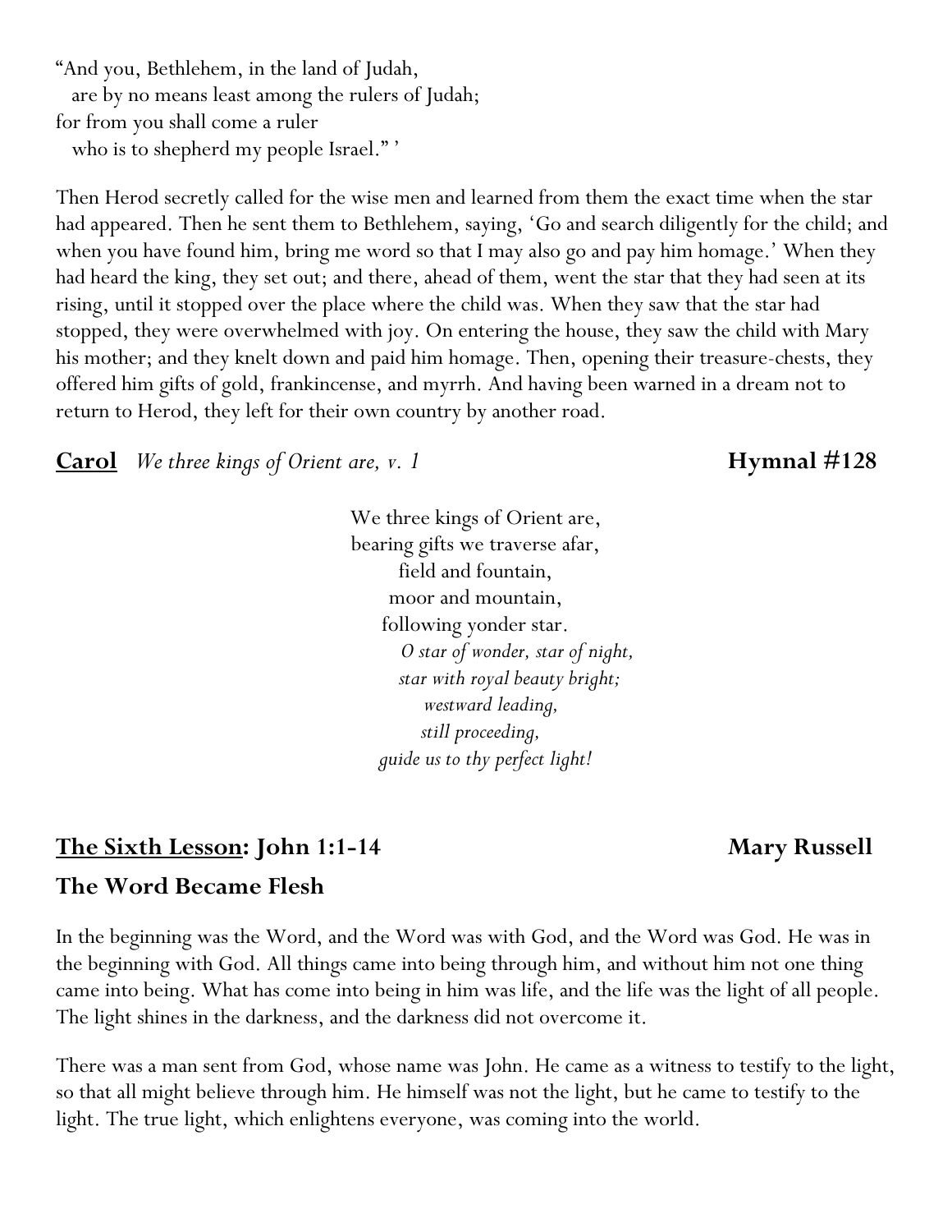"And you, Bethlehem, in the land of Judah,
are by no means least among the rulers of Judah;
for from you shall come a ruler
who is to shepherd my people Israel." '

Then Herod secretly called for the wise men and learned from them the exact time when the star had appeared. Then he sent them to Bethlehem, saying, 'Go and search diligently for the child; and when you have found him, bring me word so that I may also go and pay him homage.' When they had heard the king, they set out; and there, ahead of them, went the star that they had seen at its rising, until it stopped over the place where the child was. When they saw that the star had stopped, they were overwhelmed with joy. On entering the house, they saw the child with Mary his mother; and they knelt down and paid him homage. Then, opening their treasure-chests, they offered him gifts of gold, frankincense, and myrrh. And having been warned in a dream not to return to Herod, they left for their own country by another road.

**Carol** *We three kings of Orient are, v. 1* **Hymnal #128**

We three kings of Orient are,
bearing gifts we traverse afar,
field and fountain,
moor and mountain,
following yonder star.
*O star of wonder, star of night,*
*star with royal beauty bright;*
*westward leading,*
*still proceeding,*
*guide us to thy perfect light!*

## The Sixth Lesson: John 1:1-14 — Mary Russell

## The Word Became Flesh

In the beginning was the Word, and the Word was with God, and the Word was God. He was in the beginning with God. All things came into being through him, and without him not one thing came into being. What has come into being in him was life, and the life was the light of all people. The light shines in the darkness, and the darkness did not overcome it.

There was a man sent from God, whose name was John. He came as a witness to testify to the light, so that all might believe through him. He himself was not the light, but he came to testify to the light. The true light, which enlightens everyone, was coming into the world.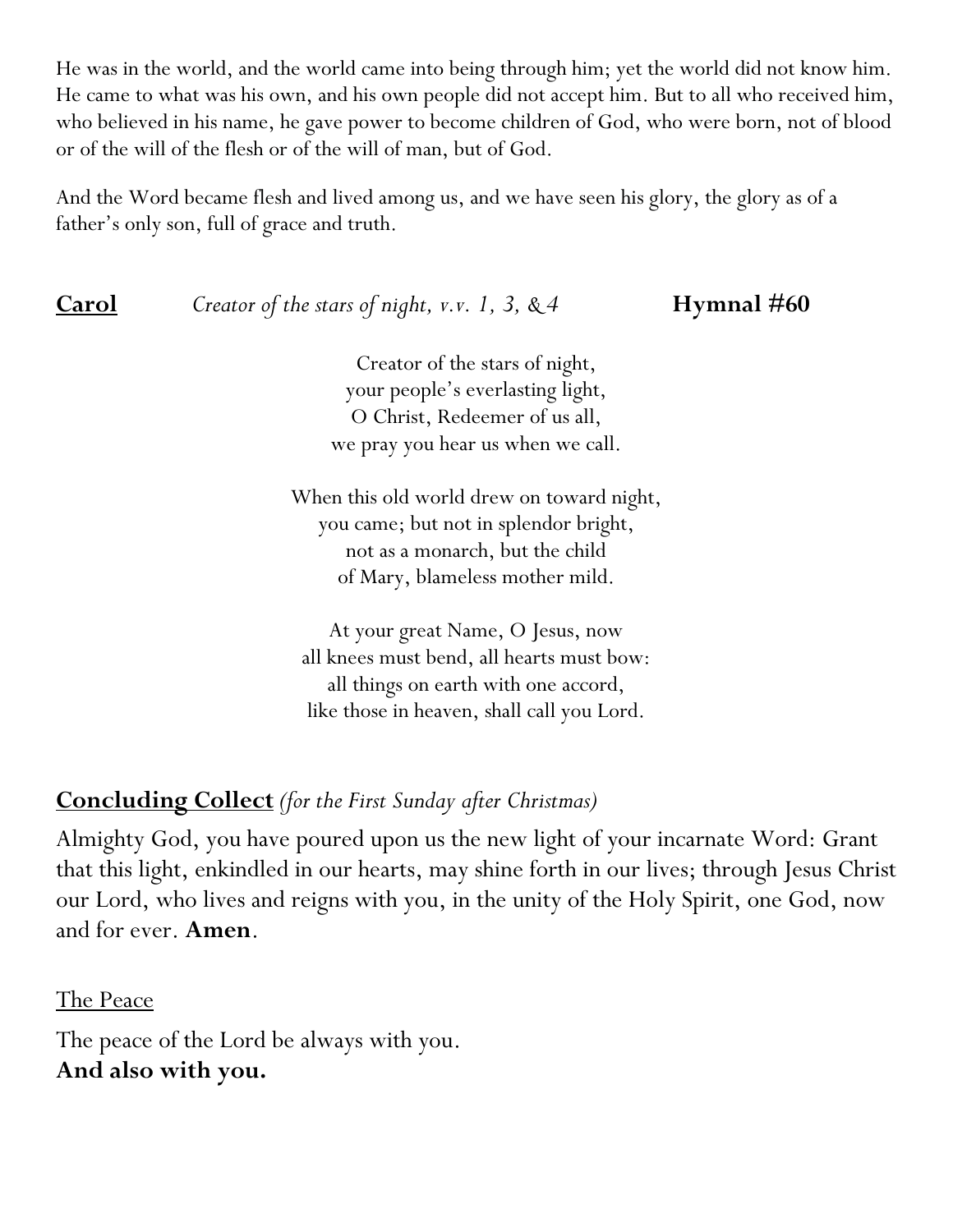He was in the world, and the world came into being through him; yet the world did not know him. He came to what was his own, and his own people did not accept him. But to all who received him, who believed in his name, he gave power to become children of God, who were born, not of blood or of the will of the flesh or of the will of man, but of God.

And the Word became flesh and lived among us, and we have seen his glory, the glory as of a father's only son, full of grace and truth.

**<u>Carol</u>** *Creator of the stars of night, v.v. 1, 3, & 4* **Hymnal #60**

Creator of the stars of night,
your people's everlasting light,
O Christ, Redeemer of us all,
we pray you hear us when we call.

When this old world drew on toward night,
you came; but not in splendor bright,
not as a monarch, but the child
of Mary, blameless mother mild.

At your great Name, O Jesus, now
all knees must bend, all hearts must bow:
all things on earth with one accord,
like those in heaven, shall call you Lord.

**<u>Concluding Collect</u>** *(for the First Sunday after Christmas)*

Almighty God, you have poured upon us the new light of your incarnate Word: Grant that this light, enkindled in our hearts, may shine forth in our lives; through Jesus Christ our Lord, who lives and reigns with you, in the unity of the Holy Spirit, one God, now and for ever. **Amen**.

<u>The Peace</u>

The peace of the Lord be always with you.
**And also with you.**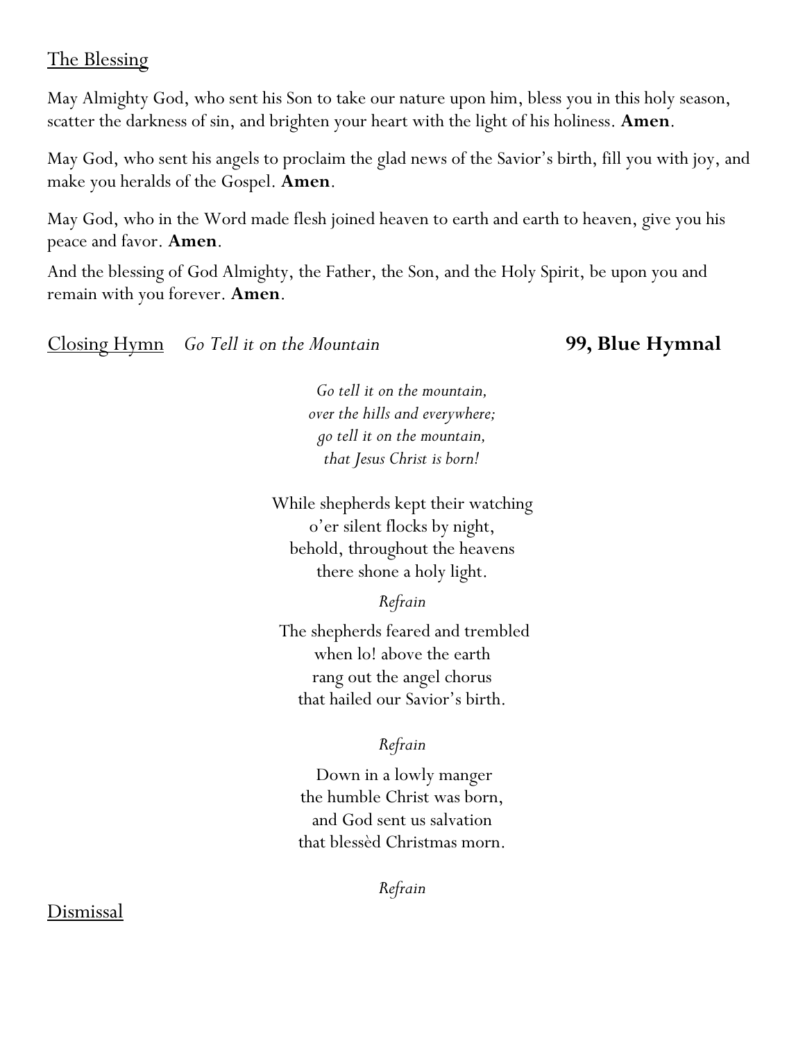## The Blessing

May Almighty God, who sent his Son to take our nature upon him, bless you in this holy season, scatter the darkness of sin, and brighten your heart with the light of his holiness. **Amen**.

May God, who sent his angels to proclaim the glad news of the Savior's birth, fill you with joy, and make you heralds of the Gospel. **Amen**.

May God, who in the Word made flesh joined heaven to earth and earth to heaven, give you his peace and favor. **Amen**.

And the blessing of God Almighty, the Father, the Son, and the Holy Spirit, be upon you and remain with you forever. **Amen**.

## Closing Hymn *Go Tell it on the Mountain* **99, Blue Hymnal**

*Go tell it on the mountain,*
*over the hills and everywhere;*
*go tell it on the mountain,*
*that Jesus Christ is born!*

While shepherds kept their watching
o'er silent flocks by night,
behold, throughout the heavens
there shone a holy light.

*Refrain*

The shepherds feared and trembled
when lo! above the earth
rang out the angel chorus
that hailed our Savior's birth.

*Refrain*

Down in a lowly manger
the humble Christ was born,
and God sent us salvation
that blessèd Christmas morn.

*Refrain*

## Dismissal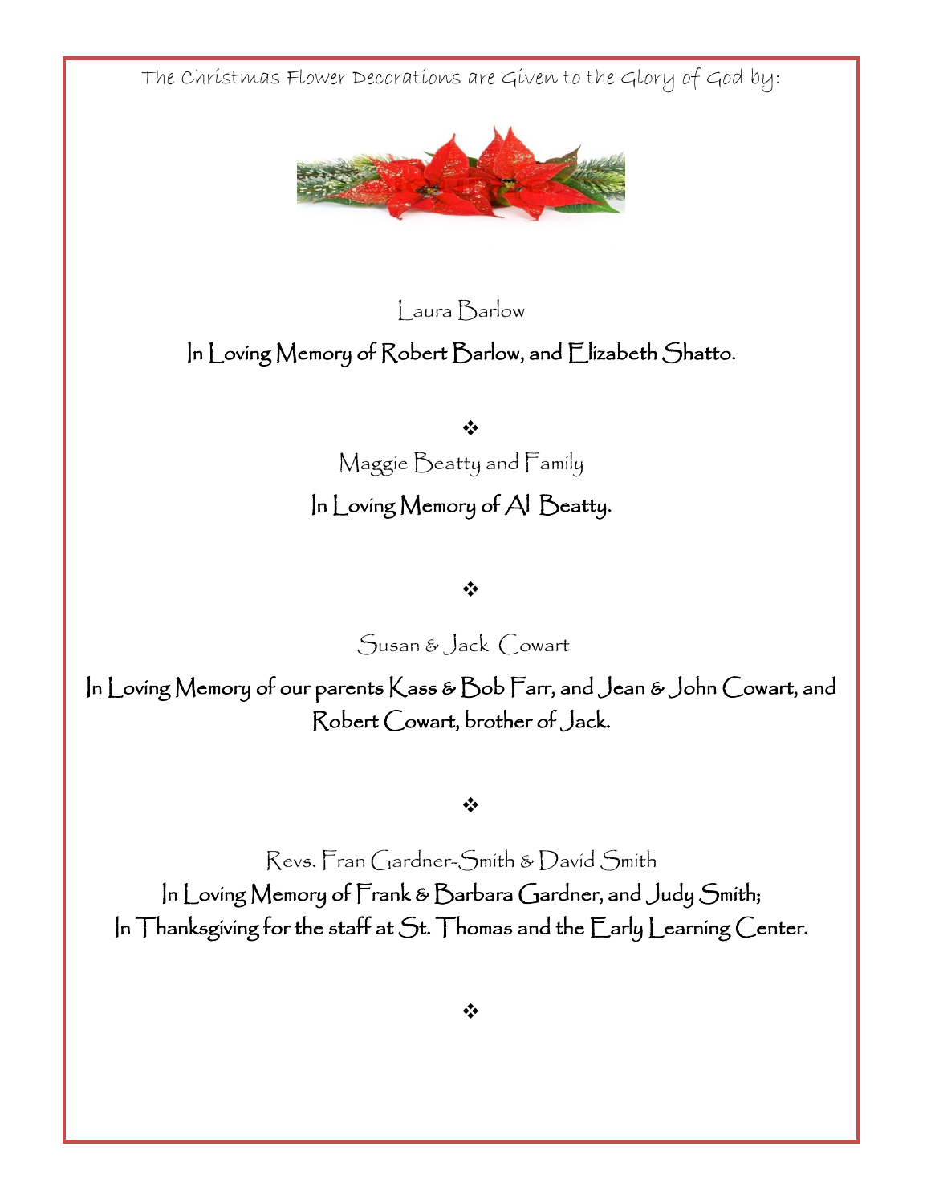The Christmas Flower Decorations are Given to the Glory of God by:

Laura Barlow

In Loving Memory of Robert Barlow, and Elizabeth Shatto.

❖

Maggie Beatty and Family

In Loving Memory of Al Beatty.

❖

Susan & Jack Cowart

In Loving Memory of our parents Kass & Bob Farr, and Jean & John Cowart, and Robert Cowart, brother of Jack.

❖

Revs. Fran Gardner-Smith & David Smith

In Loving Memory of Frank & Barbara Gardner, and Judy Smith;
In Thanksgiving for the staff at St. Thomas and the Early Learning Center.

❖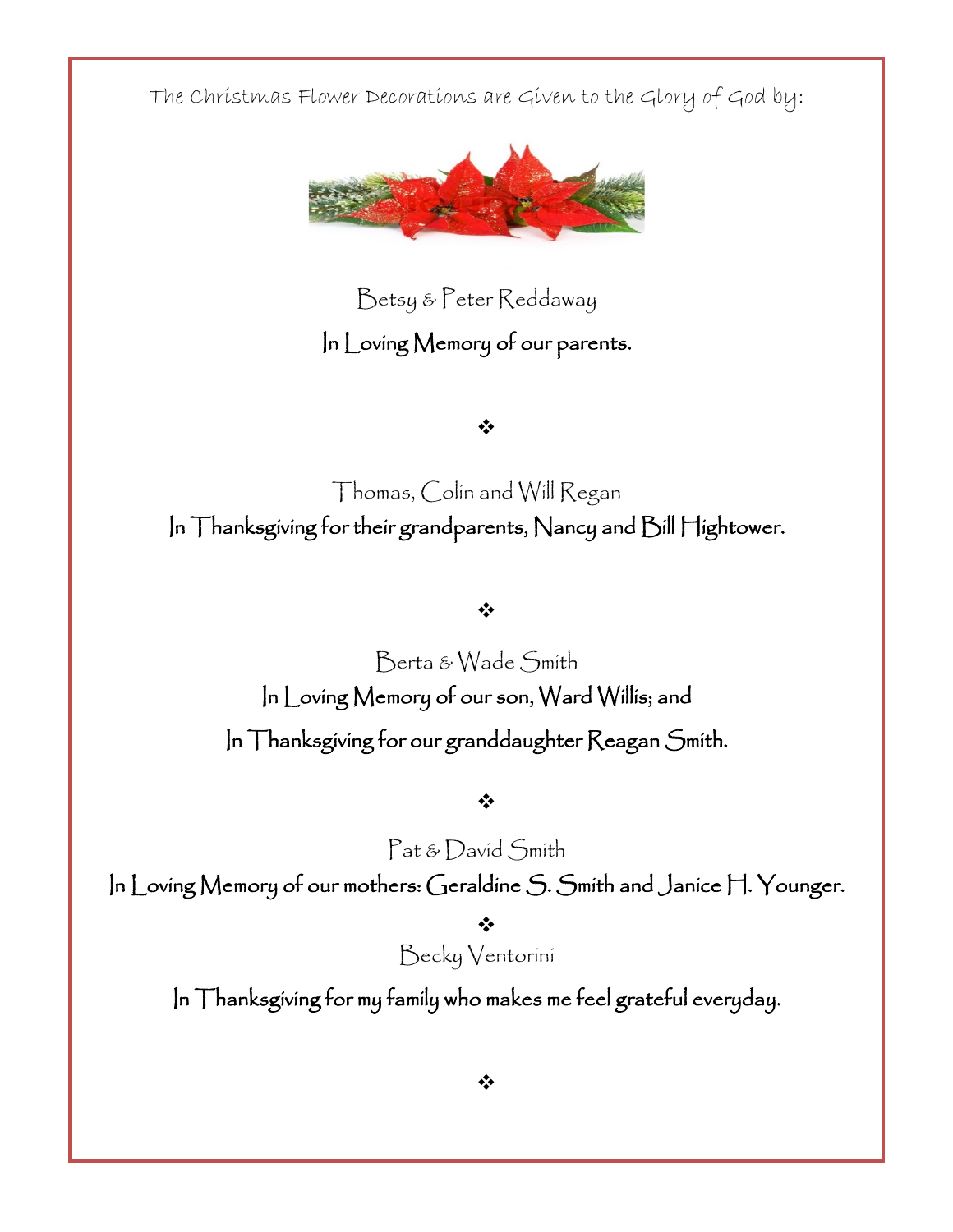The Christmas Flower Decorations are Given to the Glory of God by:

Betsy & Peter Reddaway

In Loving Memory of our parents.

❖

Thomas, Colin and Will Regan

In Thanksgiving for their grandparents, Nancy and Bill Hightower.

❖

Berta & Wade Smith

In Loving Memory of our son, Ward Willis; and

In Thanksgiving for our granddaughter Reagan Smith.

❖

Pat & David Smith

In Loving Memory of our mothers: Geraldine S. Smith and Janice H. Younger.

❖

Becky Ventorini

In Thanksgiving for my family who makes me feel grateful everyday.

❖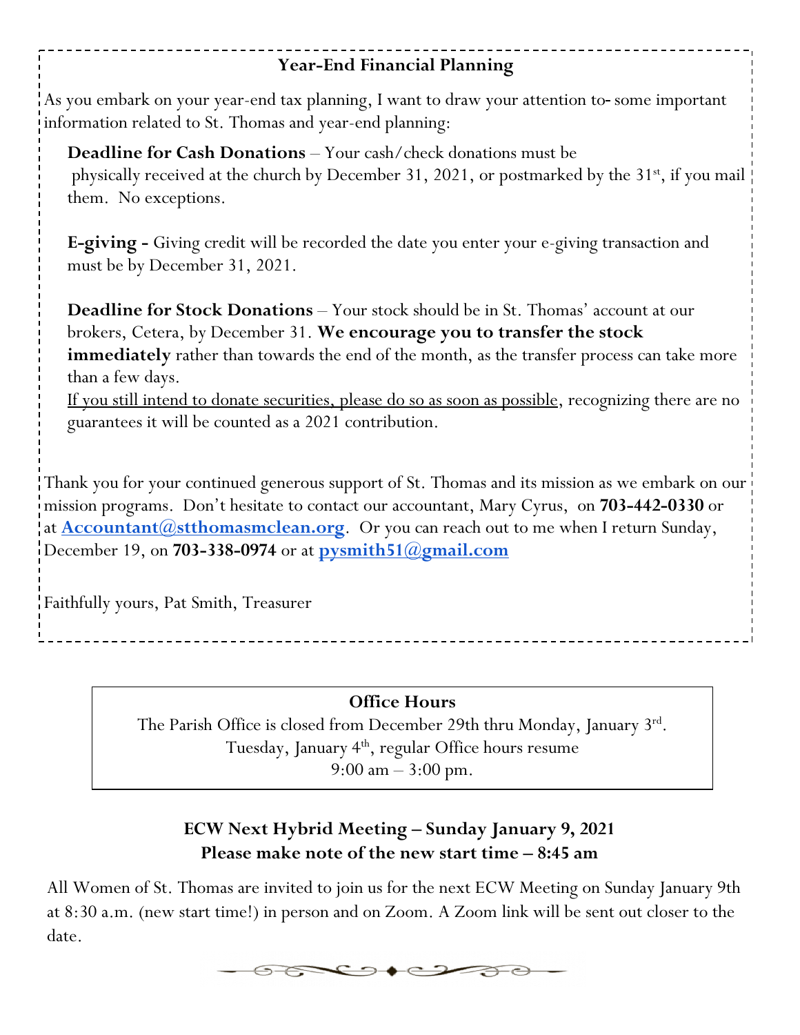## Year-End Financial Planning

As you embark on your year-end tax planning, I want to draw your attention to- some important information related to St. Thomas and year-end planning:

**Deadline for Cash Donations** – Your cash/check donations must be physically received at the church by December 31, 2021, or postmarked by the 31st, if you mail them. No exceptions.

**E-giving -** Giving credit will be recorded the date you enter your e-giving transaction and must be by December 31, 2021.

**Deadline for Stock Donations** – Your stock should be in St. Thomas' account at our brokers, Cetera, by December 31. **We encourage you to transfer the stock immediately** rather than towards the end of the month, as the transfer process can take more than a few days.

<u>If you still intend to donate securities, please do so as soon as possible</u>, recognizing there are no guarantees it will be counted as a 2021 contribution.

Thank you for your continued generous support of St. Thomas and its mission as we embark on our mission programs. Don't hesitate to contact our accountant, Mary Cyrus, on **703-442-0330** or at **Accountant@stthomasmclean.org**. Or you can reach out to me when I return Sunday, December 19, on **703-338-0974** or at **pysmith51@gmail.com**

Faithfully yours, Pat Smith, Treasurer

## Office Hours

The Parish Office is closed from December 29th thru Monday, January 3rd.
Tuesday, January 4th, regular Office hours resume
9:00 am – 3:00 pm.

## ECW Next Hybrid Meeting – Sunday January 9, 2021
**Please make note of the new start time – 8:45 am**

All Women of St. Thomas are invited to join us for the next ECW Meeting on Sunday January 9th at 8:30 a.m. (new start time!) in person and on Zoom. A Zoom link will be sent out closer to the date.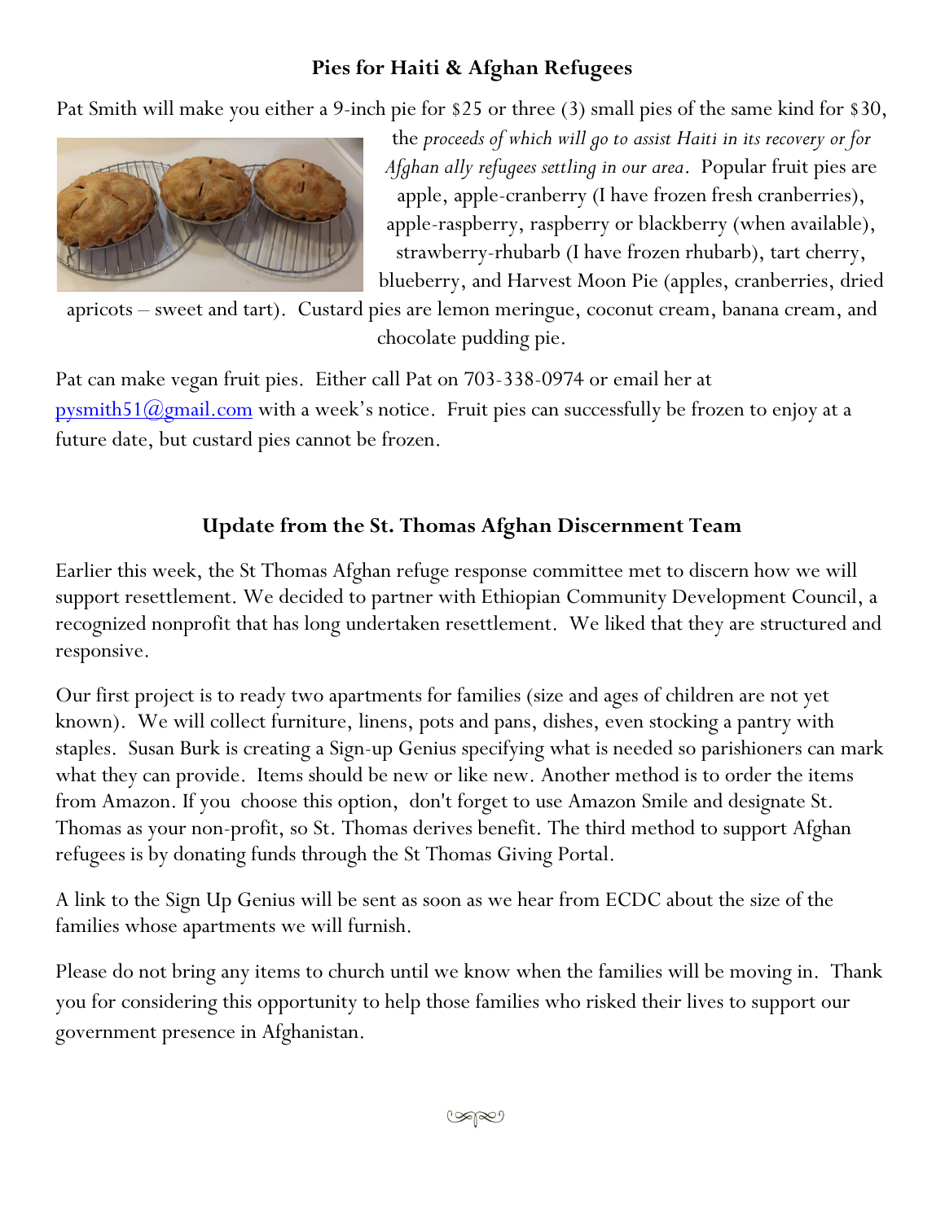## Pies for Haiti & Afghan Refugees

Pat Smith will make you either a 9-inch pie for $25 or three (3) small pies of the same kind for $30, the *proceeds of which will go to assist Haiti in its recovery or for Afghan ally refugees settling in our area*. Popular fruit pies are apple, apple-cranberry (I have frozen fresh cranberries), apple-raspberry, raspberry or blackberry (when available), strawberry-rhubarb (I have frozen rhubarb), tart cherry, blueberry, and Harvest Moon Pie (apples, cranberries, dried apricots – sweet and tart). Custard pies are lemon meringue, coconut cream, banana cream, and chocolate pudding pie.

Pat can make vegan fruit pies. Either call Pat on 703-338-0974 or email her at [pysmith51@gmail.com](mailto:pysmith51@gmail.com) with a week's notice. Fruit pies can successfully be frozen to enjoy at a future date, but custard pies cannot be frozen.

## Update from the St. Thomas Afghan Discernment Team

Earlier this week, the St Thomas Afghan refuge response committee met to discern how we will support resettlement. We decided to partner with Ethiopian Community Development Council, a recognized nonprofit that has long undertaken resettlement. We liked that they are structured and responsive.

Our first project is to ready two apartments for families (size and ages of children are not yet known). We will collect furniture, linens, pots and pans, dishes, even stocking a pantry with staples. Susan Burk is creating a Sign-up Genius specifying what is needed so parishioners can mark what they can provide. Items should be new or like new. Another method is to order the items from Amazon. If you choose this option, don't forget to use Amazon Smile and designate St. Thomas as your non-profit, so St. Thomas derives benefit. The third method to support Afghan refugees is by donating funds through the St Thomas Giving Portal.

A link to the Sign Up Genius will be sent as soon as we hear from ECDC about the size of the families whose apartments we will furnish.

Please do not bring any items to church until we know when the families will be moving in. Thank you for considering this opportunity to help those families who risked their lives to support our government presence in Afghanistan.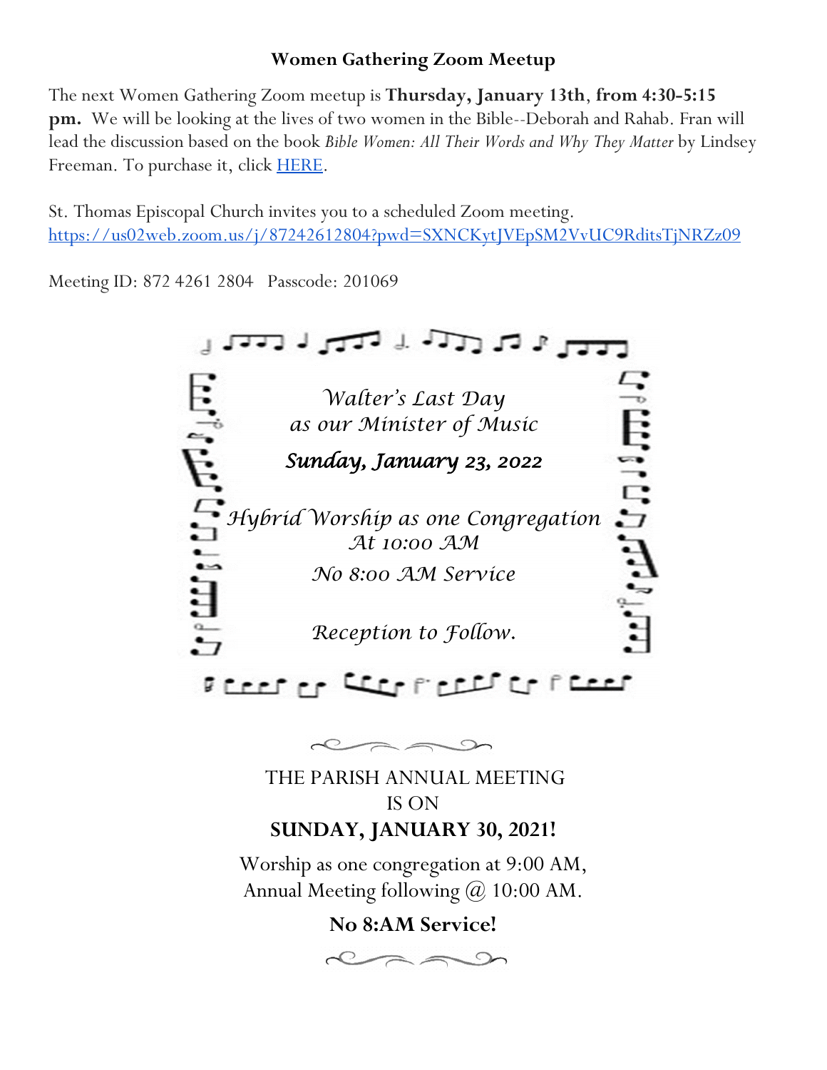## Women Gathering Zoom Meetup

The next Women Gathering Zoom meetup is **Thursday, January 13th**, **from 4:30-5:15 pm.** We will be looking at the lives of two women in the Bible--Deborah and Rahab. Fran will lead the discussion based on the book *Bible Women: All Their Words and Why They Matter* by Lindsey Freeman. To purchase it, click HERE.

St. Thomas Episcopal Church invites you to a scheduled Zoom meeting.
https://us02web.zoom.us/j/87242612804?pwd=SXNCKytJVEpSM2VvUC9RditsTjNRZz09

Meeting ID: 872 4261 2804   Passcode: 201069

*Walter's Last Day*
*as our Minister of Music*

***Sunday, January 23, 2022***

*Hybrid Worship as one Congregation*
*At 10:00 AM*

*No 8:00 AM Service*

*Reception to Follow.*

THE PARISH ANNUAL MEETING
IS ON
**SUNDAY, JANUARY 30, 2021!**

Worship as one congregation at 9:00 AM,
Annual Meeting following @ 10:00 AM.

**No 8:AM Service!**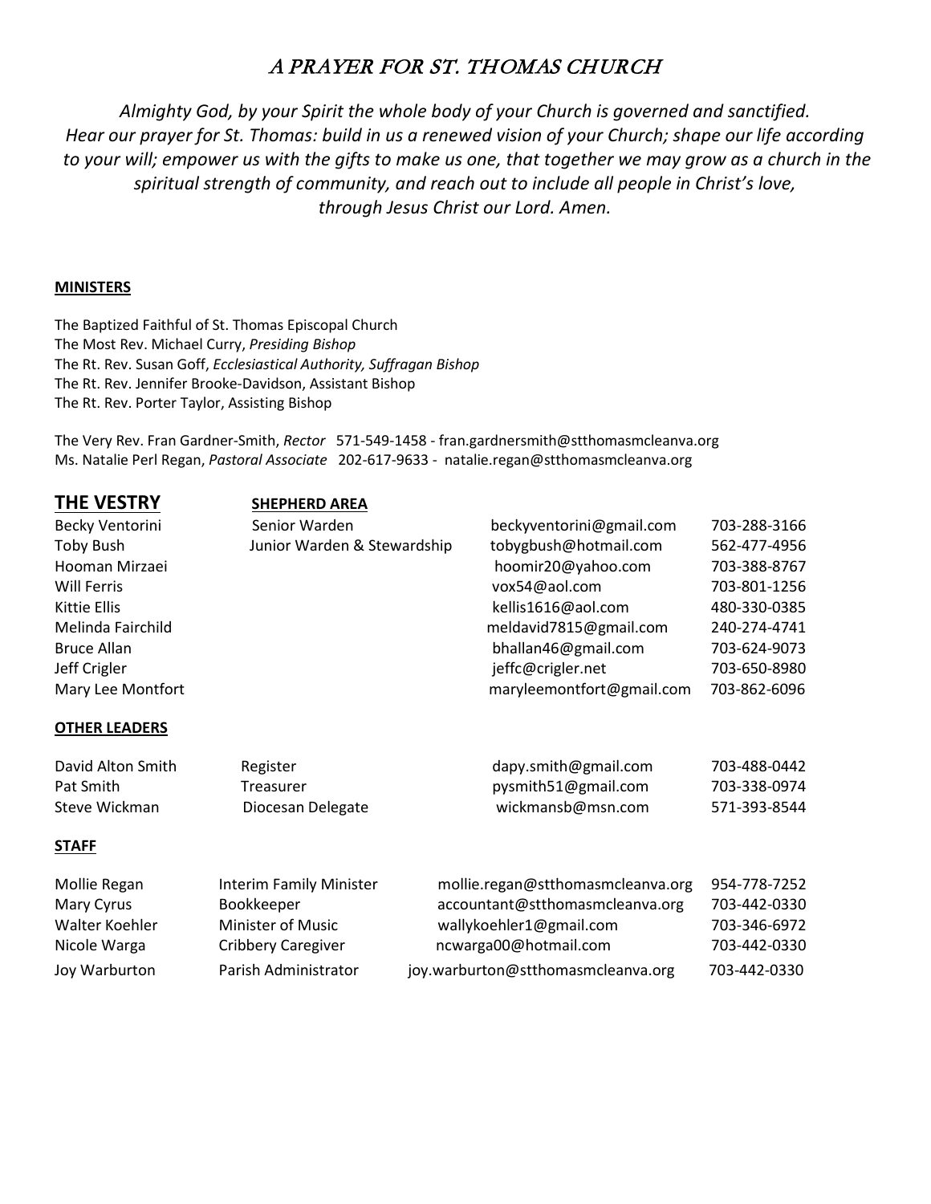# A PRAYER FOR ST. THOMAS CHURCH

*Almighty God, by your Spirit the whole body of your Church is governed and sanctified. Hear our prayer for St. Thomas: build in us a renewed vision of your Church; shape our life according to your will; empower us with the gifts to make us one, that together we may grow as a church in the spiritual strength of community, and reach out to include all people in Christ's love, through Jesus Christ our Lord. Amen.*

**MINISTERS**

The Baptized Faithful of St. Thomas Episcopal Church
The Most Rev. Michael Curry, *Presiding Bishop*
The Rt. Rev. Susan Goff, *Ecclesiastical Authority, Suffragan Bishop*
The Rt. Rev. Jennifer Brooke-Davidson, Assistant Bishop
The Rt. Rev. Porter Taylor, Assisting Bishop

The Very Rev. Fran Gardner-Smith, *Rector* 571-549-1458 - fran.gardnersmith@stthomasmcleanva.org
Ms. Natalie Perl Regan, *Pastoral Associate* 202-617-9633 - natalie.regan@stthomasmcleanva.org

## THE VESTRY

| THE VESTRY | SHEPHERD AREA | | |
|---|---|---|---|
| Becky Ventorini | Senior Warden | beckyventorini@gmail.com | 703-288-3166 |
| Toby Bush | Junior Warden & Stewardship | tobygbush@hotmail.com | 562-477-4956 |
| Hooman Mirzaei | | hoomir20@yahoo.com | 703-388-8767 |
| Will Ferris | | vox54@aol.com | 703-801-1256 |
| Kittie Ellis | | kellis1616@aol.com | 480-330-0385 |
| Melinda Fairchild | | meldavid7815@gmail.com | 240-274-4741 |
| Bruce Allan | | bhallan46@gmail.com | 703-624-9073 |
| Jeff Crigler | | jeffc@crigler.net | 703-650-8980 |
| Mary Lee Montfort | | maryleemontfort@gmail.com | 703-862-6096 |

**OTHER LEADERS**

| | | | |
|---|---|---|---|
| David Alton Smith | Register | dapy.smith@gmail.com | 703-488-0442 |
| Pat Smith | Treasurer | pysmith51@gmail.com | 703-338-0974 |
| Steve Wickman | Diocesan Delegate | wickmansb@msn.com | 571-393-8544 |

**STAFF**

| | | | |
|---|---|---|---|
| Mollie Regan | Interim Family Minister | mollie.regan@stthomasmcleanva.org | 954-778-7252 |
| Mary Cyrus | Bookkeeper | accountant@stthomasmcleanva.org | 703-442-0330 |
| Walter Koehler | Minister of Music | wallykoehler1@gmail.com | 703-346-6972 |
| Nicole Warga | Cribbery Caregiver | ncwarga00@hotmail.com | 703-442-0330 |
| Joy Warburton | Parish Administrator | joy.warburton@stthomasmcleanva.org | 703-442-0330 |